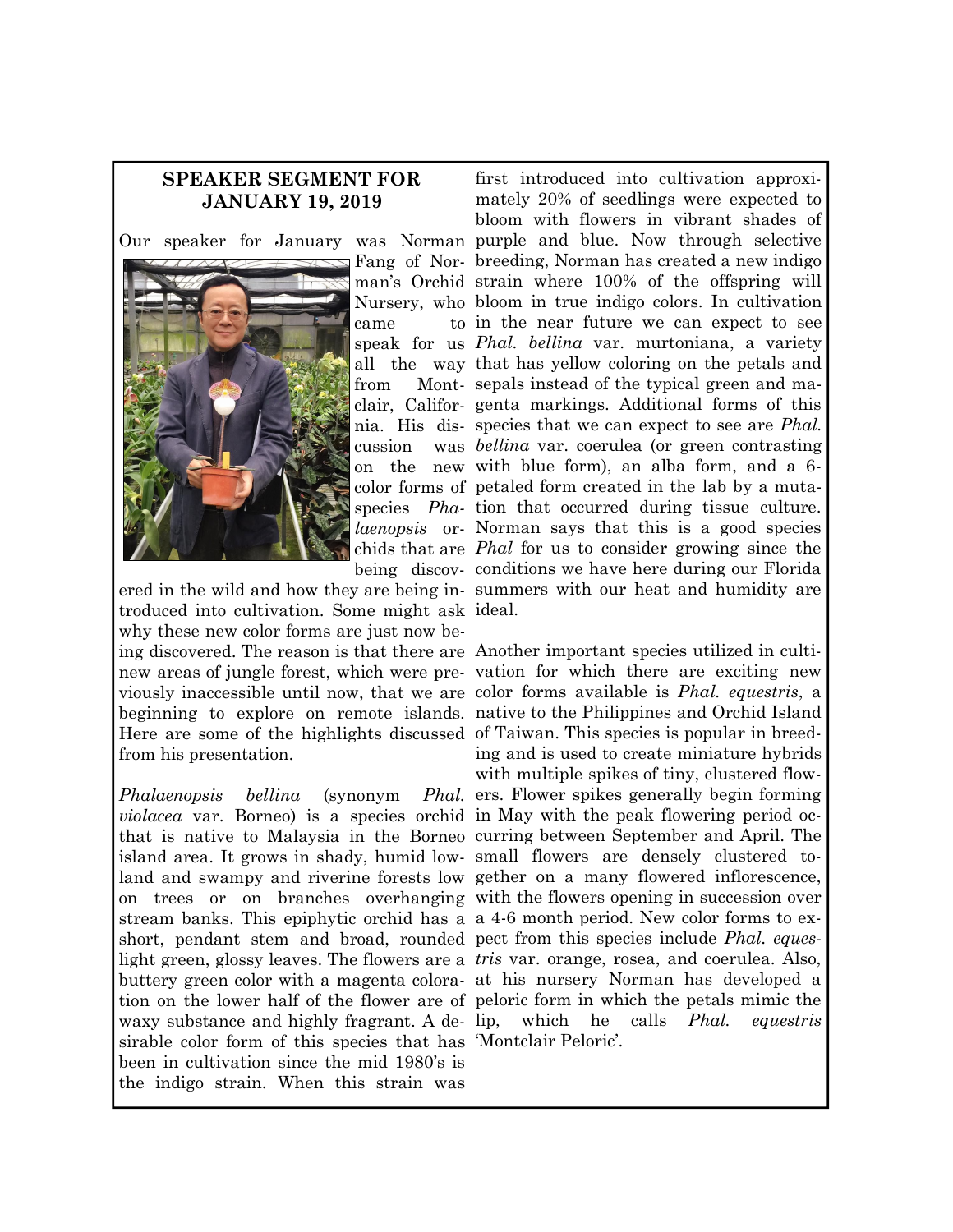## SPEAKER SEGMENT FOR JANUARY 19, 2019

Our speaker for January was Norman Fang of Norman's Orchid Nursery, who came to speak for us all the way from Montclair, California. His discussion was on the new color forms of species *Phalaenopsis* orchids that are being discovered in the wild and how they are being introduced into cultivation. Some might ask why these new color forms are just now being discovered. The reason is that there are new areas of jungle forest, which were previously inaccessible until now, that we are beginning to explore on remote islands. Here are some of the highlights discussed from his presentation.

*Phalaenopsis bellina* (synonym *Phal. violacea* var. Borneo) is a species orchid that is native to Malaysia in the Borneo island area. It grows in shady, humid lowland and swampy and riverine forests low on trees or on branches overhanging stream banks. This epiphytic orchid has a short, pendant stem and broad, rounded light green, glossy leaves. The flowers are a buttery green color with a magenta coloration on the lower half of the flower are of waxy substance and highly fragrant. A desirable color form of this species that has been in cultivation since the mid 1980's is the indigo strain. When this strain was first introduced into cultivation approximately 20% of seedlings were expected to bloom with flowers in vibrant shades of purple and blue. Now through selective breeding, Norman has created a new indigo strain where 100% of the offspring will bloom in true indigo colors. In cultivation in the near future we can expect to see *Phal. bellina* var. murtoniana, a variety that has yellow coloring on the petals and sepals instead of the typical green and magenta markings. Additional forms of this species that we can expect to see are *Phal. bellina* var. coerulea (or green contrasting with blue form), an alba form, and a 6-petaled form created in the lab by a mutation that occurred during tissue culture. Norman says that this is a good species *Phal* for us to consider growing since the conditions we have here during our Florida summers with our heat and humidity are ideal.

Another important species utilized in cultivation for which there are exciting new color forms available is *Phal. equestris*, a native to the Philippines and Orchid Island of Taiwan. This species is popular in breeding and is used to create miniature hybrids with multiple spikes of tiny, clustered flowers. Flower spikes generally begin forming in May with the peak flowering period occurring between September and April. The small flowers are densely clustered together on a many flowered inflorescence, with the flowers opening in succession over a 4-6 month period. New color forms to expect from this species include *Phal. equestris* var. orange, rosea, and coerulea. Also, at his nursery Norman has developed a peloric form in which the petals mimic the lip, which he calls *Phal. equestris* 'Montclair Peloric'.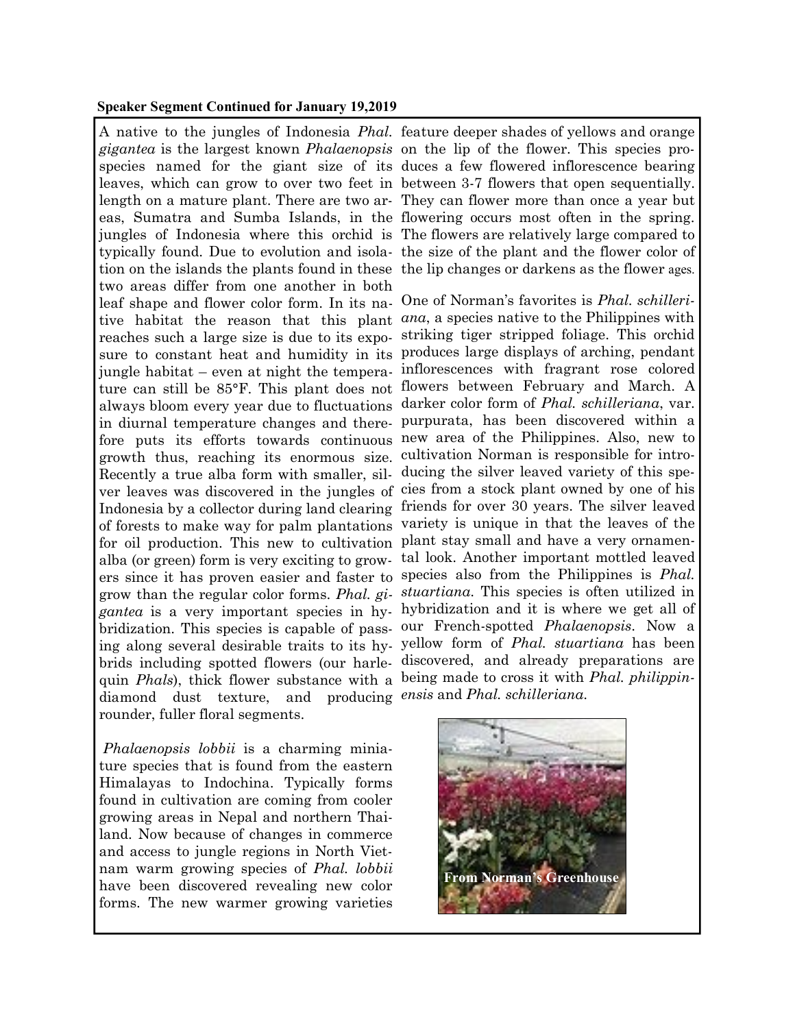**Speaker Segment Continued for January 19,2019**

A native to the jungles of Indonesia *Phal. gigantea* is the largest known *Phalaenopsis* species named for the giant size of its leaves, which can grow to over two feet in length on a mature plant. There are two areas, Sumatra and Sumba Islands, in the jungles of Indonesia where this orchid is typically found. Due to evolution and isolation on the islands the plants found in these two areas differ from one another in both leaf shape and flower color form. In its native habitat the reason that this plant reaches such a large size is due to its exposure to constant heat and humidity in its jungle habitat – even at night the temperature can still be 85°F. This plant does not always bloom every year due to fluctuations in diurnal temperature changes and therefore puts its efforts towards continuous growth thus, reaching its enormous size. Recently a true alba form with smaller, silver leaves was discovered in the jungles of Indonesia by a collector during land clearing of forests to make way for palm plantations for oil production. This new to cultivation alba (or green) form is very exciting to growers since it has proven easier and faster to grow than the regular color forms. *Phal. gigantea* is a very important species in hybridization. This species is capable of passing along several desirable traits to its hybrids including spotted flowers (our harlequin *Phals*), thick flower substance with a diamond dust texture, and producing rounder, fuller floral segments.

*Phalaenopsis lobbii* is a charming miniature species that is found from the eastern Himalayas to Indochina. Typically forms found in cultivation are coming from cooler growing areas in Nepal and northern Thailand. Now because of changes in commerce and access to jungle regions in North Vietnam warm growing species of *Phal. lobbii* have been discovered revealing new color forms. The new warmer growing varieties feature deeper shades of yellows and orange on the lip of the flower. This species produces a few flowered inflorescence bearing between 3-7 flowers that open sequentially. They can flower more than once a year but flowering occurs most often in the spring. The flowers are relatively large compared to the size of the plant and the flower color of the lip changes or darkens as the flower ages.

One of Norman's favorites is *Phal. schilleriana*, a species native to the Philippines with striking tiger stripped foliage. This orchid produces large displays of arching, pendant inflorescences with fragrant rose colored flowers between February and March. A darker color form of *Phal. schilleriana*, var. purpurata, has been discovered within a new area of the Philippines. Also, new to cultivation Norman is responsible for introducing the silver leaved variety of this species from a stock plant owned by one of his friends for over 30 years. The silver leaved variety is unique in that the leaves of the plant stay small and have a very ornamental look. Another important mottled leaved species also from the Philippines is *Phal. stuartiana*. This species is often utilized in hybridization and it is where we get all of our French-spotted *Phalaenopsis*. Now a yellow form of *Phal. stuartiana* has been discovered, and already preparations are being made to cross it with *Phal. philippinensis* and *Phal. schilleriana*.

From Norman's Greenhouse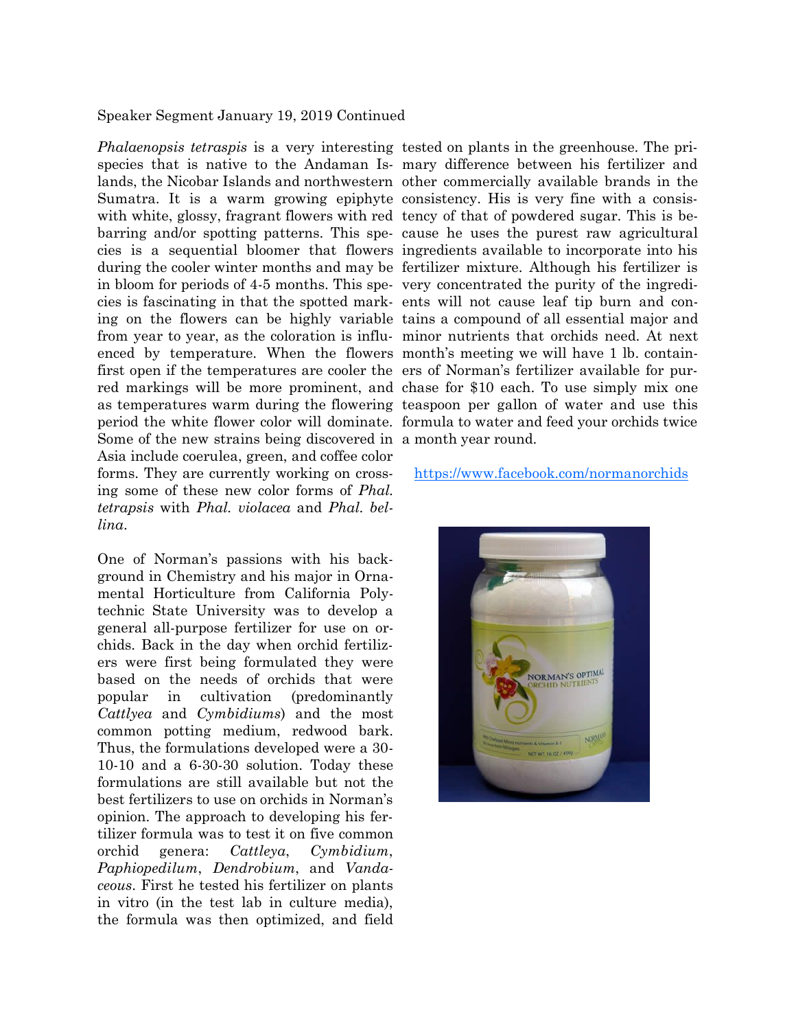Speaker Segment January 19, 2019 Continued

*Phalaenopsis tetraspis* is a very interesting species that is native to the Andaman Islands, the Nicobar Islands and northwestern Sumatra. It is a warm growing epiphyte with white, glossy, fragrant flowers with red barring and/or spotting patterns. This species is a sequential bloomer that flowers during the cooler winter months and may be in bloom for periods of 4-5 months. This species is fascinating in that the spotted marking on the flowers can be highly variable from year to year, as the coloration is influenced by temperature. When the flowers first open if the temperatures are cooler the red markings will be more prominent, and as temperatures warm during the flowering period the white flower color will dominate. Some of the new strains being discovered in Asia include coerulea, green, and coffee color forms. They are currently working on crossing some of these new color forms of *Phal. tetrapsis* with *Phal. violacea* and *Phal. bellina*.

One of Norman's passions with his background in Chemistry and his major in Ornamental Horticulture from California Polytechnic State University was to develop a general all-purpose fertilizer for use on orchids. Back in the day when orchid fertilizers were first being formulated they were based on the needs of orchids that were popular in cultivation (predominantly *Cattlyea* and *Cymbidiums*) and the most common potting medium, redwood bark. Thus, the formulations developed were a 30-10-10 and a 6-30-30 solution. Today these formulations are still available but not the best fertilizers to use on orchids in Norman's opinion. The approach to developing his fertilizer formula was to test it on five common orchid genera: *Cattleya*, *Cymbidium*, *Paphiopedilum*, *Dendrobium*, and *Vandaceous*. First he tested his fertilizer on plants in vitro (in the test lab in culture media), the formula was then optimized, and field tested on plants in the greenhouse. The primary difference between his fertilizer and other commercially available brands in the consistency. His is very fine with a consistency of that of powdered sugar. This is because he uses the purest raw agricultural ingredients available to incorporate into his fertilizer mixture. Although his fertilizer is very concentrated the purity of the ingredients will not cause leaf tip burn and contains a compound of all essential major and minor nutrients that orchids need. At next month's meeting we will have 1 lb. containers of Norman's fertilizer available for purchase for $10 each. To use simply mix one teaspoon per gallon of water and use this formula to water and feed your orchids twice a month year round.

https://www.facebook.com/normanorchids